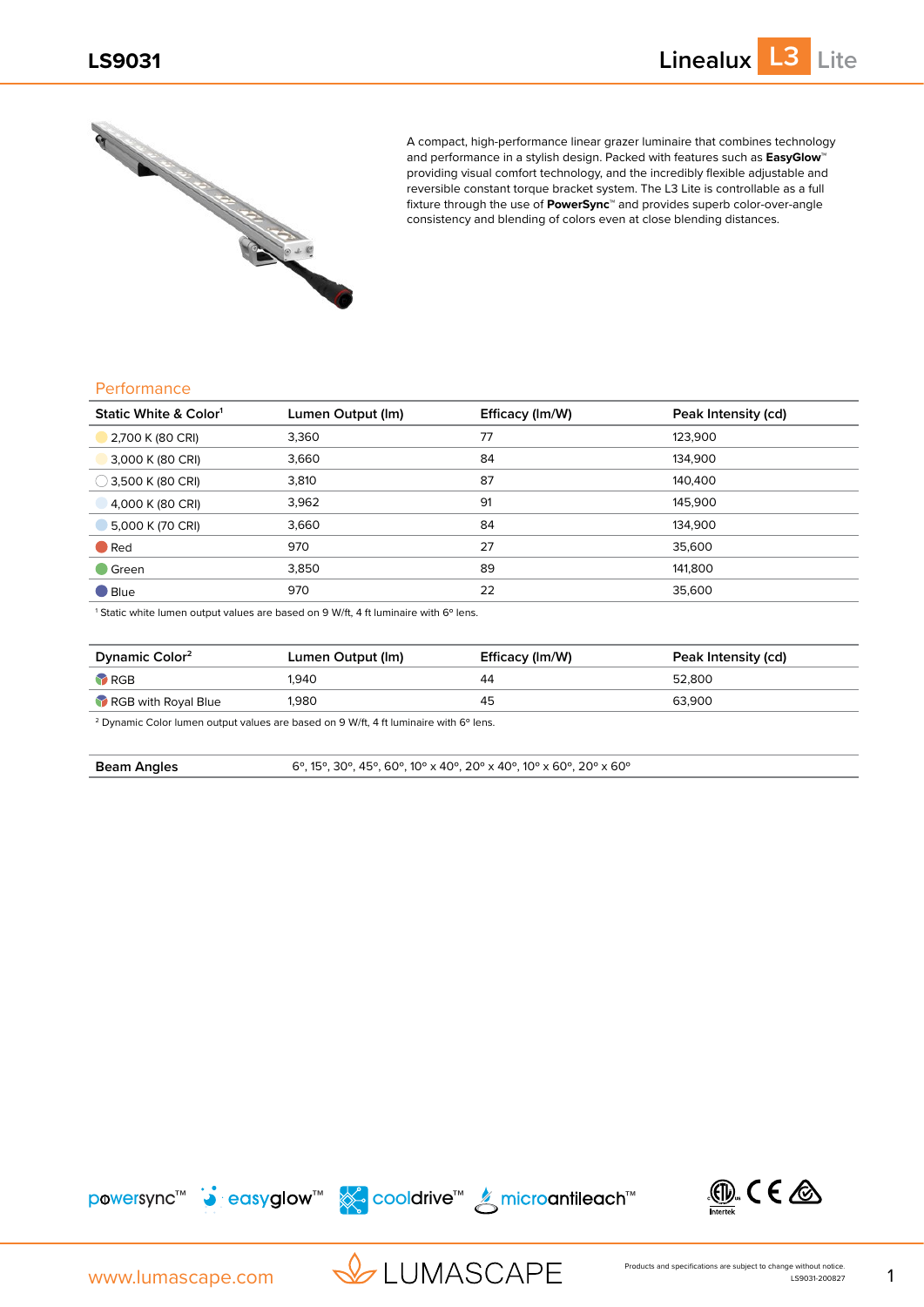# LS9031

## Linealux L3 Lite

A compact, high-performance linear grazer luminaire that combines technology and performance in a stylish design. Packed with features such as **EasyGlow**™ providing visual comfort technology, and the incredibly flexible adjustable and reversible constant torque bracket system. The L3 Lite is controllable as a full fixture through the use of **PowerSync**™ and provides superb color-over-angle consistency and blending of colors even at close blending distances.

## Performance

| Static White & Color[1] | Lumen Output (lm) | Efficacy (lm/W) | Peak Intensity (cd) |
|---|---|---|---|
| 2,700 K (80 CRI) | 3,360 | 77 | 123,900 |
| 3,000 K (80 CRI) | 3,660 | 84 | 134,900 |
| 3,500 K (80 CRI) | 3,810 | 87 | 140,400 |
| 4,000 K (80 CRI) | 3,962 | 91 | 145,900 |
| 5,000 K (70 CRI) | 3,660 | 84 | 134,900 |
| Red | 970 | 27 | 35,600 |
| Green | 3,850 | 89 | 141,800 |
| Blue | 970 | 22 | 35,600 |

[1] Static white lumen output values are based on 9 W/ft, 4 ft luminaire with 6° lens.

| Dynamic Color[2] | Lumen Output (lm) | Efficacy (lm/W) | Peak Intensity (cd) |
|---|---|---|---|
| RGB | 1,940 | 44 | 52,800 |
| RGB with Royal Blue | 1,980 | 45 | 63,900 |

[2] Dynamic Color lumen output values are based on 9 W/ft, 4 ft luminaire with 6° lens.

| Beam Angles | 6°, 15°, 30°, 45°, 60°, 10° x 40°, 20° x 40°, 10° x 60°, 20° x 60° |
|---|---|

powersync™ easyglow™ cooldrive™ microantileach™

www.lumascape.com

LUMASCAPE

Products and specifications are subject to change without notice.
LS9031-200827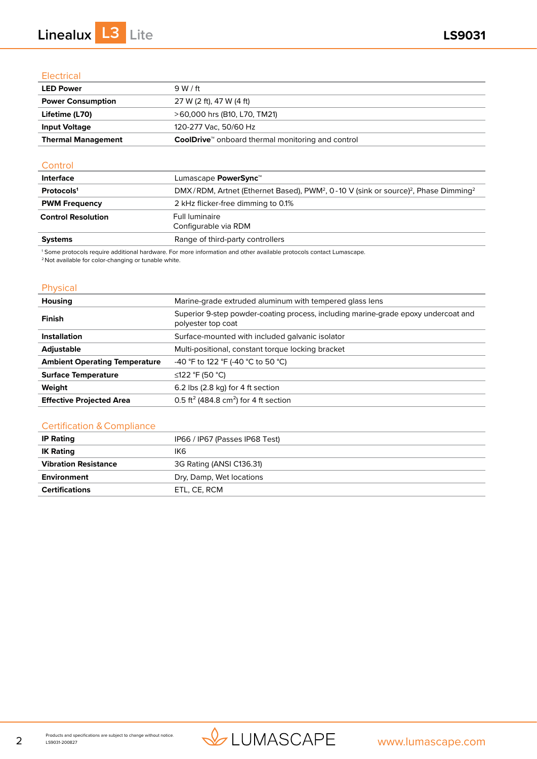## Electrical

| | |
|---|---|
| **LED Power** | 9 W / ft |
| **Power Consumption** | 27 W (2 ft), 47 W (4 ft) |
| **Lifetime (L70)** | >60,000 hrs (B10, L70, TM21) |
| **Input Voltage** | 120-277 Vac, 50/60 Hz |
| **Thermal Management** | **CoolDrive**™ onboard thermal monitoring and control |

## Control

| | |
|---|---|
| **Interface** | Lumascape **PowerSync**™ |
| **Protocols**[1] | DMX/RDM, Artnet (Ethernet Based), PWM[2], 0-10 V (sink or source)[2], Phase Dimming[2] |
| **PWM Frequency** | 2 kHz flicker-free dimming to 0.1% |
| **Control Resolution** | Full luminaire<br>Configurable via RDM |
| **Systems** | Range of third-party controllers |

[1] Some protocols require additional hardware. For more information and other available protocols contact Lumascape.
[2] Not available for color-changing or tunable white.

## Physical

| | |
|---|---|
| **Housing** | Marine-grade extruded aluminum with tempered glass lens |
| **Finish** | Superior 9-step powder-coating process, including marine-grade epoxy undercoat and polyester top coat |
| **Installation** | Surface-mounted with included galvanic isolator |
| **Adjustable** | Multi-positional, constant torque locking bracket |
| **Ambient Operating Temperature** | -40 °F to 122 °F (-40 °C to 50 °C) |
| **Surface Temperature** | ≤122 °F (50 °C) |
| **Weight** | 6.2 lbs (2.8 kg) for 4 ft section |
| **Effective Projected Area** | 0.5 $ft^2$ (484.8 $cm^2$) for 4 ft section |

## Certification & Compliance

| | |
|---|---|
| **IP Rating** | IP66 / IP67 (Passes IP68 Test) |
| **IK Rating** | IK6 |
| **Vibration Resistance** | 3G Rating (ANSI C136.31) |
| **Environment** | Dry, Damp, Wet locations |
| **Certifications** | ETL, CE, RCM |

Products and specifications are subject to change without notice.
LS9031-200827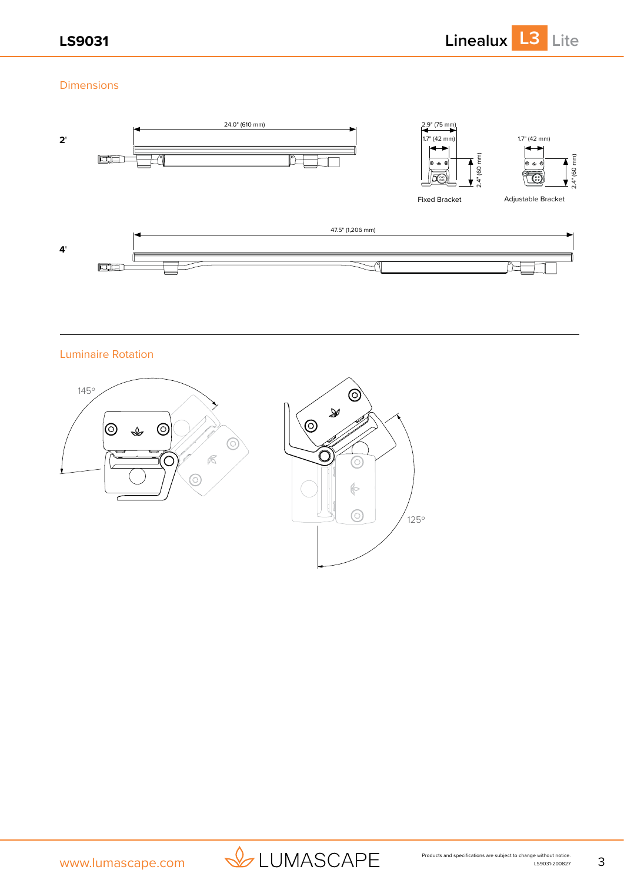## Dimensions

**2'**

24.0" (610 mm)

2.9" (75 mm)

1.7" (42 mm)

2.4" (60 mm)

Fixed Bracket

1.7" (42 mm)

2.4" (60 mm)

Adjustable Bracket

**4'**

47.5" (1,206 mm)

## Luminaire Rotation

145°

125°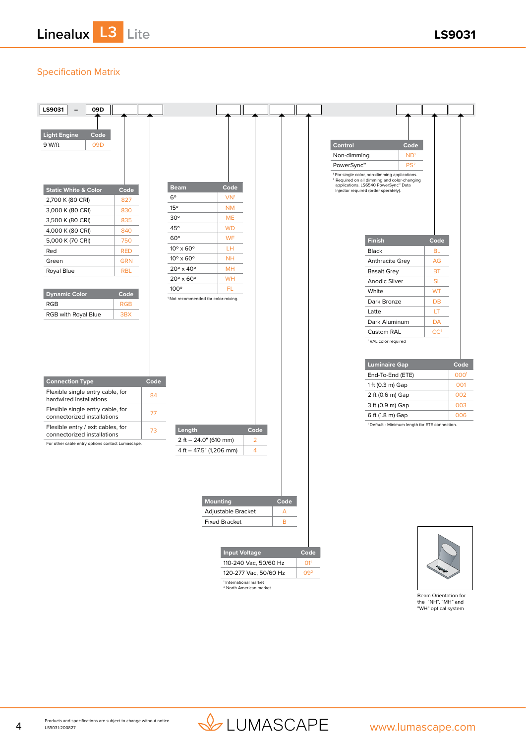## Specification Matrix

LS9031 – 09D [ ] [ ] [ ] [ ] [ ] [ ] [ ] [ ] [ ]

| Light Engine | Code |
|---|---|
| 9 W/ft | 09D |

| Static White & Color | Code |
|---|---|
| 2,700 K (80 CRI) | 827 |
| 3,000 K (80 CRI) | 830 |
| 3,500 K (80 CRI) | 835 |
| 4,000 K (80 CRI) | 840 |
| 5,000 K (70 CRI) | 750 |
| Red | RED |
| Green | GRN |
| Royal Blue | RBL |

| Dynamic Color | Code |
|---|---|
| RGB | RGB |
| RGB with Royal Blue | 3BX |

| Connection Type | Code |
|---|---|
| Flexible single entry cable, for hardwired installations | 84 |
| Flexible single entry cable, for connectorized installations | 77 |
| Flexible entry / exit cables, for connectorized installations | 73 |

For other cable entry options contact Lumascape.

| Beam | Code |
|---|---|
| 6° | VN[1] |
| 15° | NM |
| 30° | ME |
| 45° | WD |
| 60° | WF |
| 10° x 60° | LH |
| 10° x 60° | NH |
| 20° x 40° | MH |
| 20° x 60° | WH |
| 100° | FL |

[1] Not recommended for color-mixing.

| Length | Code |
|---|---|
| 2 ft – 24.0" (610 mm) | 2 |
| 4 ft – 47.5" (1,206 mm) | 4 |

| Mounting | Code |
|---|---|
| Adjustable Bracket | A |
| Fixed Bracket | B |

| Input Voltage | Code |
|---|---|
| 110-240 Vac, 50/60 Hz | 01[1] |
| 120-277 Vac, 50/60 Hz | 09[2] |

[1] International market
[2] North American market

| Control | Code |
|---|---|
| Non-dimming | ND[1] |
| PowerSync™ | PS[2] |

[1] For single color, non-dimming applications.
[2] Required on all dimming and color-changing applications. LS6540 PowerSync™ Data Injector required (order sperately).

| Finish | Code |
|---|---|
| Black | BL |
| Anthracite Grey | AG |
| Basalt Grey | BT |
| Anodic Silver | SL |
| White | WT |
| Dark Bronze | DB |
| Latte | LT |
| Dark Aluminum | DA |
| Custom RAL | CC[1] |

[1] RAL color required

| Luminaire Gap | Code |
|---|---|
| End-To-End (ETE) | 000[1] |
| 1 ft (0.3 m) Gap | 001 |
| 2 ft (0.6 m) Gap | 002 |
| 3 ft (0.9 m) Gap | 003 |
| 6 ft (1.8 m) Gap | 006 |

[1] Default - Minimum length for ETE connection.

Beam Orientation for the "NH", "MH" and "WH" optical system

Products and specifications are subject to change without notice.
LS9031-200827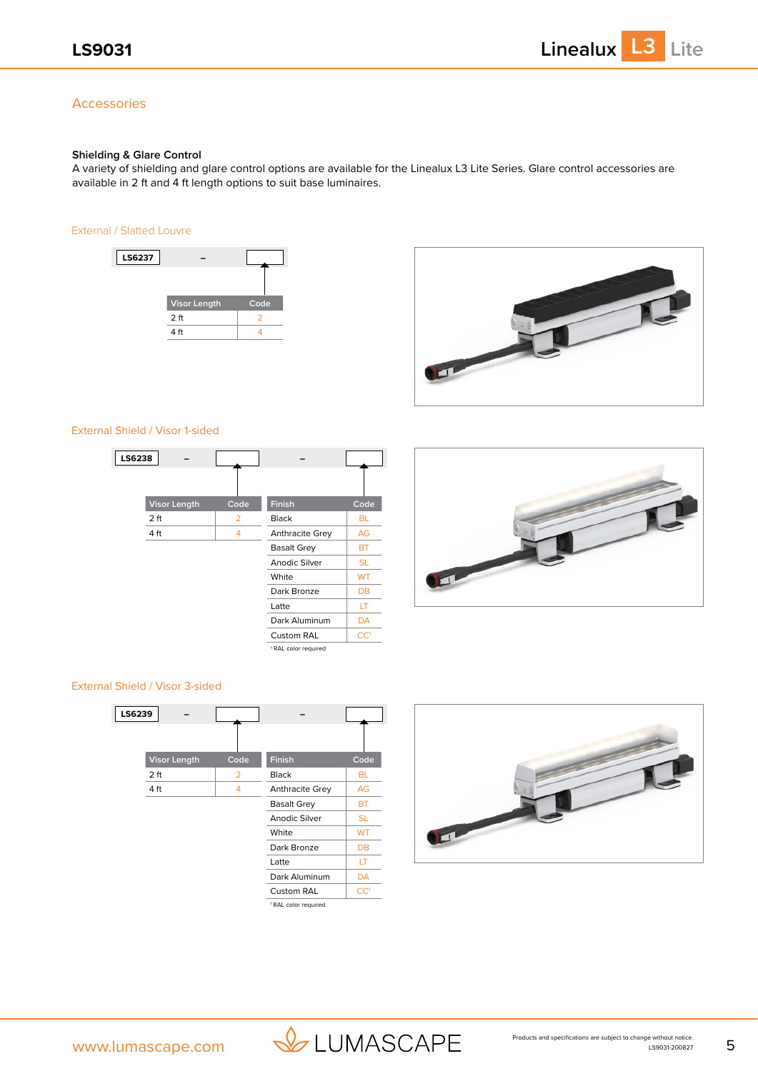## Accessories

### Shielding & Glare Control

A variety of shielding and glare control options are available for the Linealux L3 Lite Series. Glare control accessories are available in 2 ft and 4 ft length options to suit base luminaires.

#### External / Slatted Louvre

LS6237 – [ ]

| Visor Length | Code |
|---|---|
| 2 ft | 2 |
| 4 ft | 4 |

#### External Shield / Visor 1-sided

LS6238 – [ ] – [ ]

| Visor Length | Code |
|---|---|
| 2 ft | 2 |
| 4 ft | 4 |

| Finish | Code |
|---|---|
| Black | BL |
| Anthracite Grey | AG |
| Basalt Grey | BT |
| Anodic Silver | SL |
| White | WT |
| Dark Bronze | DB |
| Latte | LT |
| Dark Aluminum | DA |
| Custom RAL | CC[1] |

[1] RAL color required

#### External Shield / Visor 3-sided

LS6239 – [ ] – [ ]

| Visor Length | Code |
|---|---|
| 2 ft | 2 |
| 4 ft | 4 |

| Finish | Code |
|---|---|
| Black | BL |
| Anthracite Grey | AG |
| Basalt Grey | BT |
| Anodic Silver | SL |
| White | WT |
| Dark Bronze | DB |
| Latte | LT |
| Dark Aluminum | DA |
| Custom RAL | CC[1] |

[1] RAL color required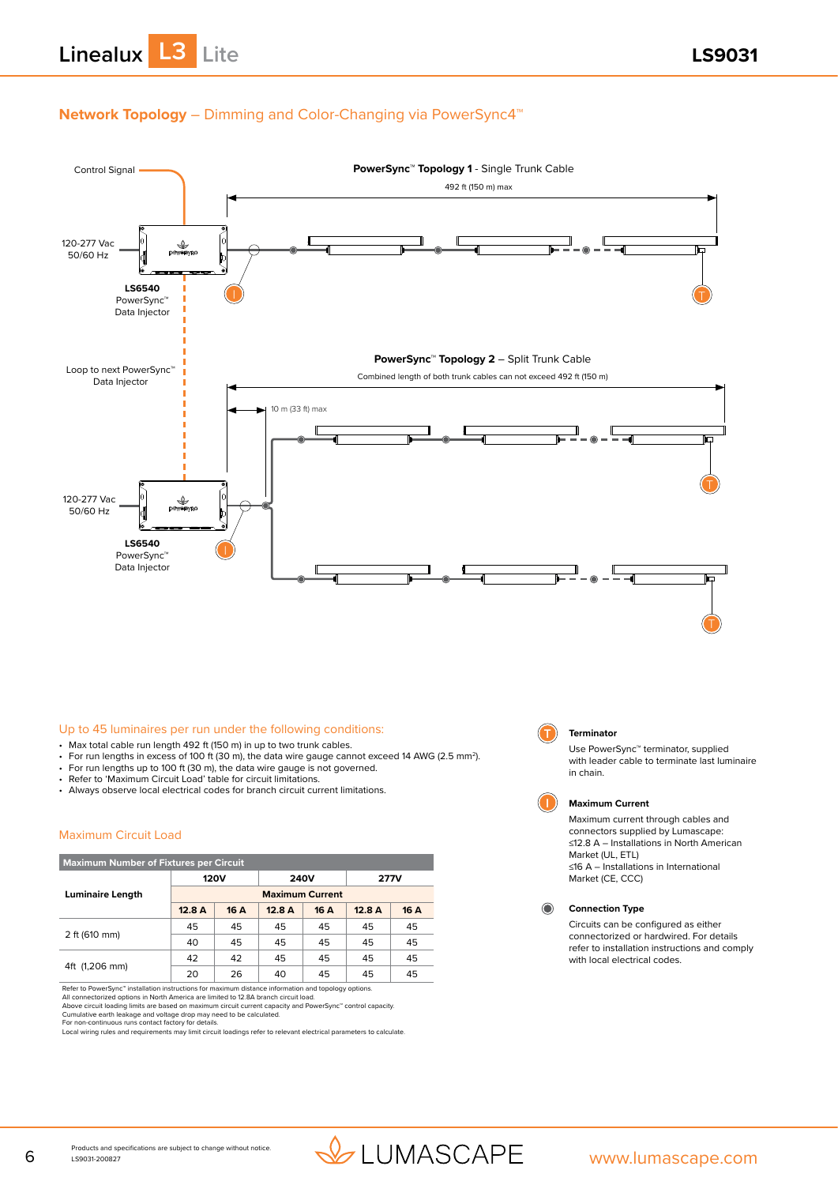## Network Topology – Dimming and Color-Changing via PowerSync4™

Control Signal

**PowerSync™ Topology 1** - Single Trunk Cable

492 ft (150 m) max

120-277 Vac 50/60 Hz

**LS6540**
PowerSync™
Data Injector

Loop to next PowerSync™ Data Injector

**PowerSync™ Topology 2** – Split Trunk Cable

Combined length of both trunk cables can not exceed 492 ft (150 m)

10 m (33 ft) max

120-277 Vac 50/60 Hz

**LS6540**
PowerSync™
Data Injector

### Up to 45 luminaires per run under the following conditions:

- Max total cable run length 492 ft (150 m) in up to two trunk cables.
- For run lengths in excess of 100 ft (30 m), the data wire gauge cannot exceed 14 AWG (2.5 mm²).
- For run lengths up to 100 ft (30 m), the data wire gauge is not governed.
- Refer to 'Maximum Circuit Load' table for circuit limitations.
- Always observe local electrical codes for branch circuit current limitations.

### Maximum Circuit Load

**Maximum Number of Fixtures per Circuit**

| Luminaire Length | 120V | | 240V | | 277V | |
|---|---|---|---|---|---|---|
| | Maximum Current | | | | | |
| | 12.8 A | 16 A | 12.8 A | 16 A | 12.8 A | 16 A |
| 2 ft (610 mm) | 45 | 45 | 45 | 45 | 45 | 45 |
| | 40 | 45 | 45 | 45 | 45 | 45 |
| 4ft (1,206 mm) | 42 | 42 | 45 | 45 | 45 | 45 |
| | 20 | 26 | 40 | 45 | 45 | 45 |

Refer to PowerSync™ installation instructions for maximum distance information and topology options.
All connectorized options in North America are limited to 12.8A branch circuit load.
Above circuit loading limits are based on maximum circuit current capacity and PowerSync™ control capacity.
Cumulative earth leakage and voltage drop may need to be calculated.
For non-continuous runs contact factory for details.
Local wiring rules and requirements may limit circuit loadings refer to relevant electrical parameters to calculate.

**Terminator**
Use PowerSync™ terminator, supplied with leader cable to terminate last luminaire in chain.

**Maximum Current**
Maximum current through cables and connectors supplied by Lumascape:
≤12.8 A – Installations in North American Market (UL, ETL)
≤16 A – Installations in International Market (CE, CCC)

**Connection Type**
Circuits can be configured as either connectorized or hardwired. For details refer to installation instructions and comply with local electrical codes.

Products and specifications are subject to change without notice.
LS9031-200827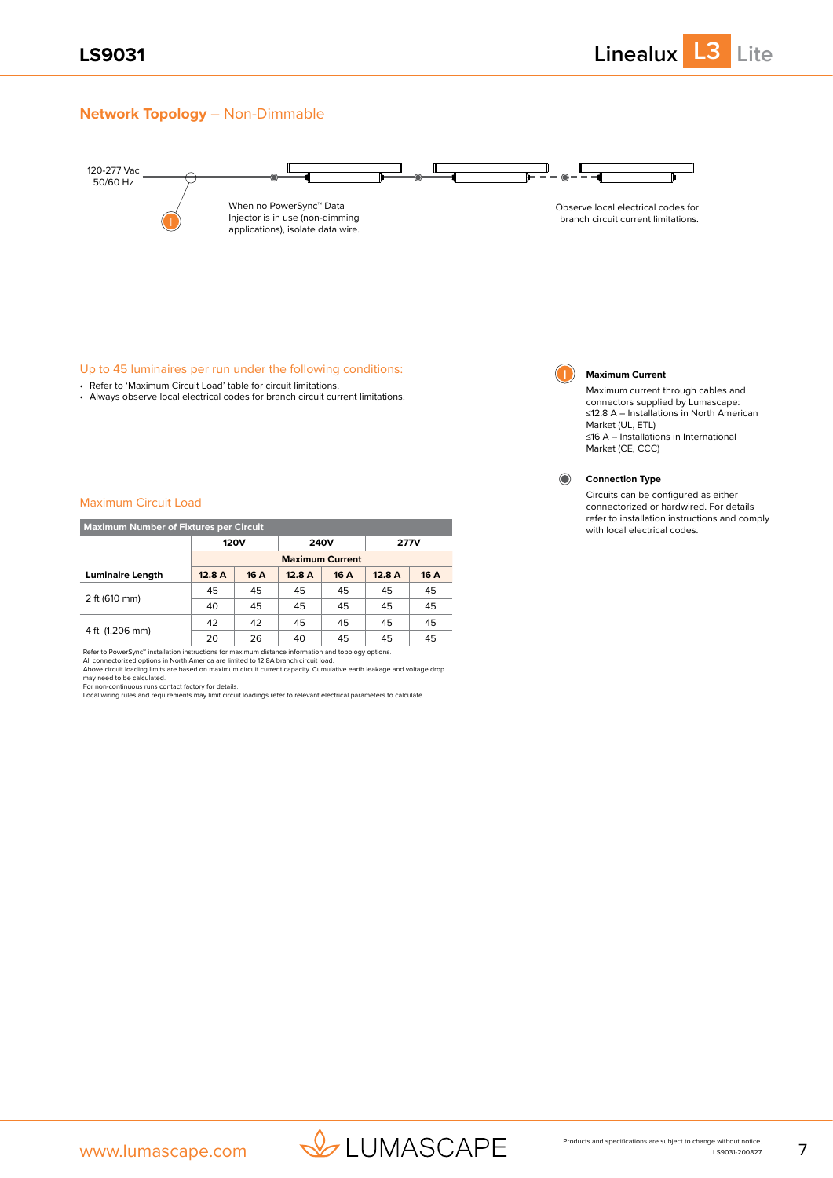## Network Topology – Non-Dimmable

120-277 Vac
50/60 Hz

When no PowerSync™ Data Injector is in use (non-dimming applications), isolate data wire.

Observe local electrical codes for branch circuit current limitations.

Up to 45 luminaires per run under the following conditions:

- Refer to 'Maximum Circuit Load' table for circuit limitations.
- Always observe local electrical codes for branch circuit current limitations.

**Maximum Current**

Maximum current through cables and connectors supplied by Lumascape:
≤12.8 A – Installations in North American Market (UL, ETL)
≤16 A – Installations in International Market (CE, CCC)

**Connection Type**

Circuits can be configured as either connectorized or hardwired. For details refer to installation instructions and comply with local electrical codes.

### Maximum Circuit Load

| Maximum Number of Fixtures per Circuit | | | | | | |
|---|---|---|---|---|---|---|
| | 120V | | 240V | | 277V | |
| | Maximum Current | | | | | |
| **Luminaire Length** | **12.8 A** | **16 A** | **12.8 A** | **16 A** | **12.8 A** | **16 A** |
| 2 ft (610 mm) | 45 | 45 | 45 | 45 | 45 | 45 |
| | 40 | 45 | 45 | 45 | 45 | 45 |
| 4 ft (1,206 mm) | 42 | 42 | 45 | 45 | 45 | 45 |
| | 20 | 26 | 40 | 45 | 45 | 45 |

Refer to PowerSync™ installation instructions for maximum distance information and topology options.
All connectorized options in North America are limited to 12.8A branch circuit load.
Above circuit loading limits are based on maximum circuit current capacity. Cumulative earth leakage and voltage drop may need to be calculated.
For non-continuous runs contact factory for details.
Local wiring rules and requirements may limit circuit loadings refer to relevant electrical parameters to calculate.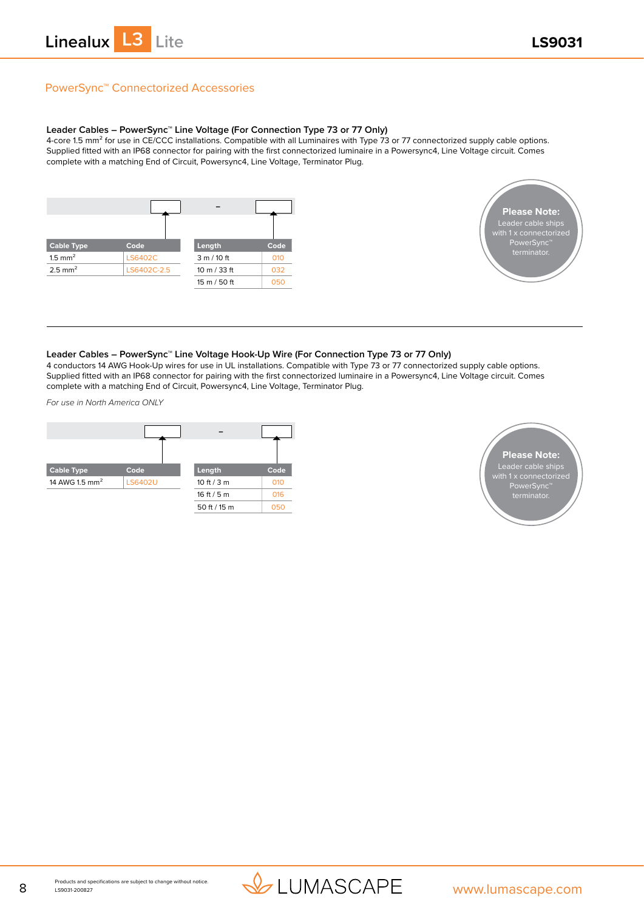## PowerSync™ Connectorized Accessories

### Leader Cables – PowerSync™ Line Voltage (For Connection Type 73 or 77 Only)

4-core 1.5 mm$^2$ for use in CE/CCC installations. Compatible with all Luminaires with Type 73 or 77 connectorized supply cable options. Supplied fitted with an IP68 connector for pairing with the first connectorized luminaire in a Powersync4, Line Voltage circuit. Comes complete with a matching End of Circuit, Powersync4, Line Voltage, Terminator Plug.

[ ] – [ ]

| Cable Type | Code |
|---|---|
| 1.5 mm$^2$ | LS6402C |
| 2.5 mm$^2$ | LS6402C-2.5 |

| Length | Code |
|---|---|
| 3 m / 10 ft | 010 |
| 10 m / 33 ft | 032 |
| 15 m / 50 ft | 050 |

**Please Note:** Leader cable ships with 1 x connectorized PowerSync™ terminator.

---

### Leader Cables – PowerSync™ Line Voltage Hook-Up Wire (For Connection Type 73 or 77 Only)

4 conductors 14 AWG Hook-Up wires for use in UL installations. Compatible with Type 73 or 77 connectorized supply cable options. Supplied fitted with an IP68 connector for pairing with the first connectorized luminaire in a Powersync4, Line Voltage circuit. Comes complete with a matching End of Circuit, Powersync4, Line Voltage, Terminator Plug.

*For use in North America ONLY*

[ ] – [ ]

| Cable Type | Code |
|---|---|
| 14 AWG 1.5 mm$^2$ | LS6402U |

| Length | Code |
|---|---|
| 10 ft / 3 m | 010 |
| 16 ft / 5 m | 016 |
| 50 ft / 15 m | 050 |

**Please Note:** Leader cable ships with 1 x connectorized PowerSync™ terminator.

Products and specifications are subject to change without notice.
LS9031-200827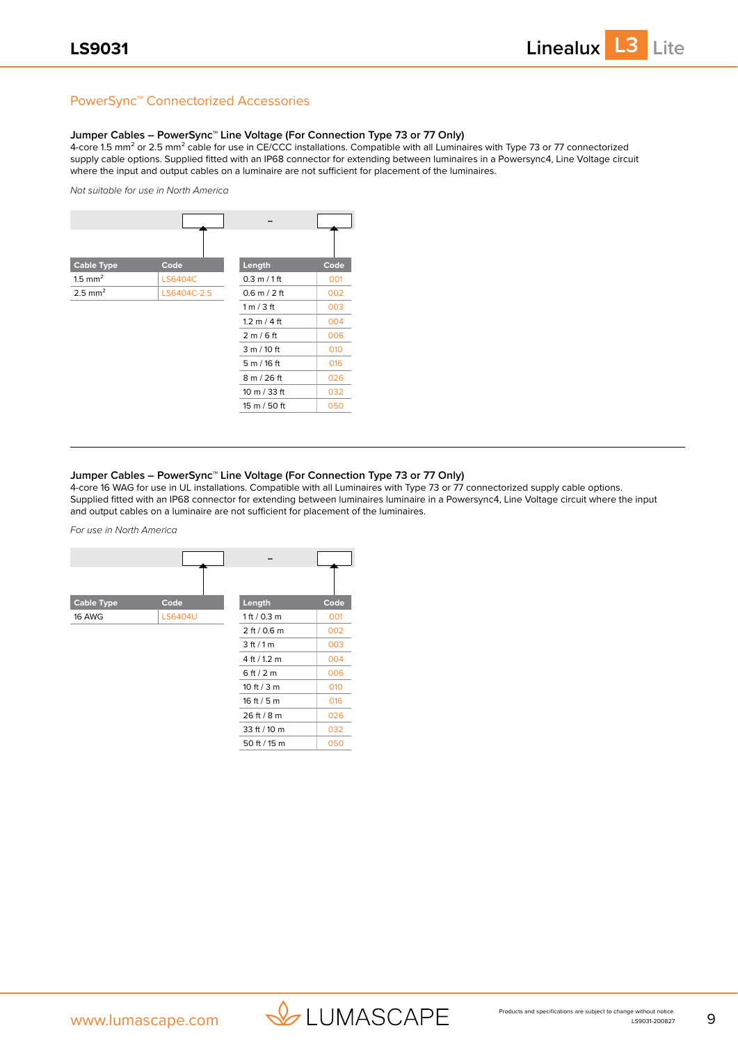## PowerSync™ Connectorized Accessories

### Jumper Cables – PowerSync™ Line Voltage (For Connection Type 73 or 77 Only)

4-core 1.5 mm² or 2.5 mm² cable for use in CE/CCC installations. Compatible with all Luminaires with Type 73 or 77 connectorized supply cable options. Supplied fitted with an IP68 connector for extending between luminaires in a Powersync4, Line Voltage circuit where the input and output cables on a luminaire are not sufficient for placement of the luminaires.

*Not suitable for use in North America*

| Cable Type | Code |
|---|---|
| 1.5 mm² | LS6404C |
| 2.5 mm² | LS6404C-2.5 |

| Length | Code |
|---|---|
| 0.3 m / 1 ft | 001 |
| 0.6 m / 2 ft | 002 |
| 1 m / 3 ft | 003 |
| 1.2 m / 4 ft | 004 |
| 2 m / 6 ft | 006 |
| 3 m / 10 ft | 010 |
| 5 m / 16 ft | 016 |
| 8 m / 26 ft | 026 |
| 10 m / 33 ft | 032 |
| 15 m / 50 ft | 050 |

---

### Jumper Cables – PowerSync™ Line Voltage (For Connection Type 73 or 77 Only)

4-core 16 WAG for use in UL installations. Compatible with all Luminaires with Type 73 or 77 connectorized supply cable options. Supplied fitted with an IP68 connector for extending between luminaires luminaire in a Powersync4, Line Voltage circuit where the input and output cables on a luminaire are not sufficient for placement of the luminaires.

*For use in North America*

| Cable Type | Code |
|---|---|
| 16 AWG | LS6404U |

| Length | Code |
|---|---|
| 1 ft / 0.3 m | 001 |
| 2 ft / 0.6 m | 002 |
| 3 ft / 1 m | 003 |
| 4 ft / 1.2 m | 004 |
| 6 ft / 2 m | 006 |
| 10 ft / 3 m | 010 |
| 16 ft / 5 m | 016 |
| 26 ft / 8 m | 026 |
| 33 ft / 10 m | 032 |
| 50 ft / 15 m | 050 |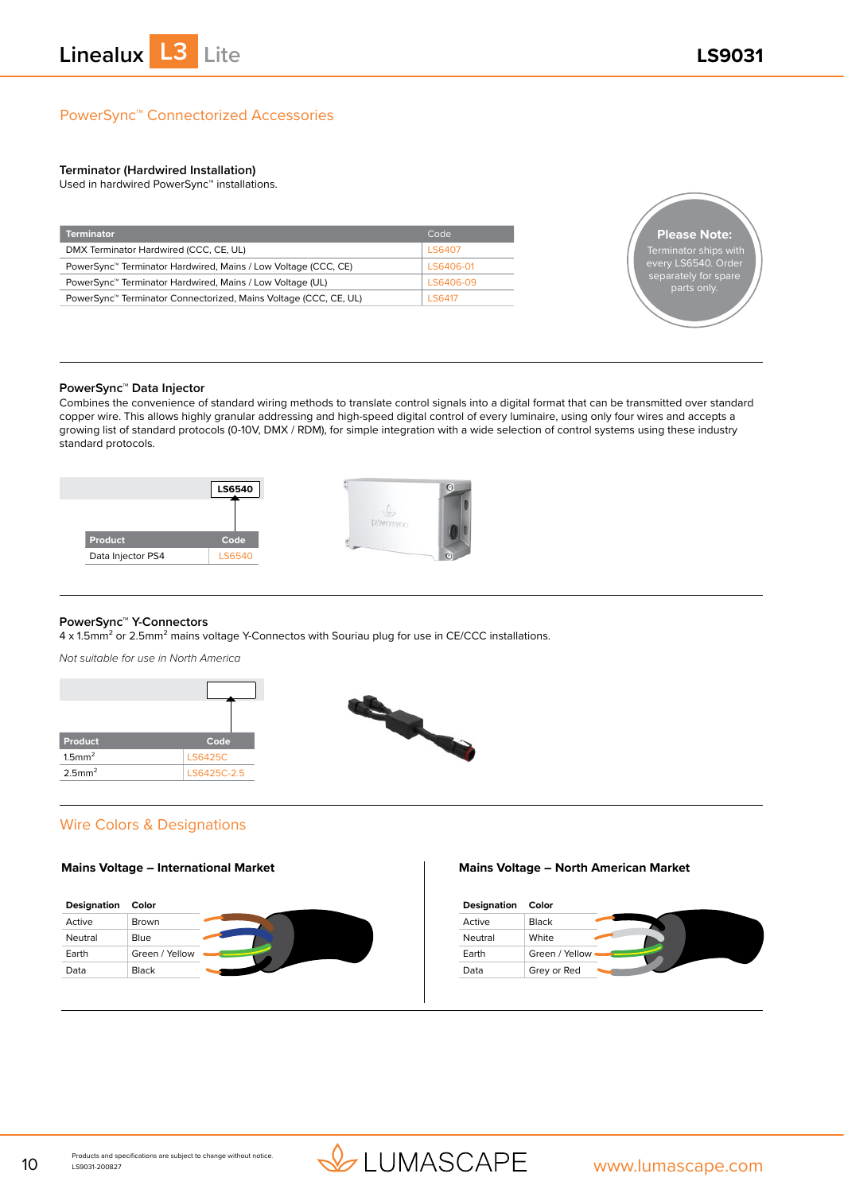## PowerSync™ Connectorized Accessories

### Terminator (Hardwired Installation)

Used in hardwired PowerSync™ installations.

| Terminator | Code |
|---|---|
| DMX Terminator Hardwired (CCC, CE, UL) | LS6407 |
| PowerSync™ Terminator Hardwired, Mains / Low Voltage (CCC, CE) | LS6406-01 |
| PowerSync™ Terminator Hardwired, Mains / Low Voltage (UL) | LS6406-09 |
| PowerSync™ Terminator Connectorized, Mains Voltage (CCC, CE, UL) | LS6417 |

**Please Note:** Terminator ships with every LS6540. Order separately for spare parts only.

### PowerSync™ Data Injector

Combines the convenience of standard wiring methods to translate control signals into a digital format that can be transmitted over standard copper wire. This allows highly granular addressing and high-speed digital control of every luminaire, using only four wires and accepts a growing list of standard protocols (0-10V, DMX / RDM), for simple integration with a wide selection of control systems using these industry standard protocols.

LS6540

| Product | Code |
|---|---|
| Data Injector PS4 | LS6540 |

### PowerSync™ Y-Connectors

4 x 1.5mm$^2$ or 2.5mm$^2$ mains voltage Y-Connectos with Souriau plug for use in CE/CCC installations.

*Not suitable for use in North America*

| Product | Code |
|---|---|
| 1.5mm$^2$ | LS6425C |
| 2.5mm$^2$ | LS6425C-2.5 |

## Wire Colors & Designations

### Mains Voltage – International Market

| Designation | Color |
|---|---|
| Active | Brown |
| Neutral | Blue |
| Earth | Green / Yellow |
| Data | Black |

### Mains Voltage – North American Market

| Designation | Color |
|---|---|
| Active | Black |
| Neutral | White |
| Earth | Green / Yellow |
| Data | Grey or Red |

Products and specifications are subject to change without notice.
LS9031-200827

www.lumascape.com